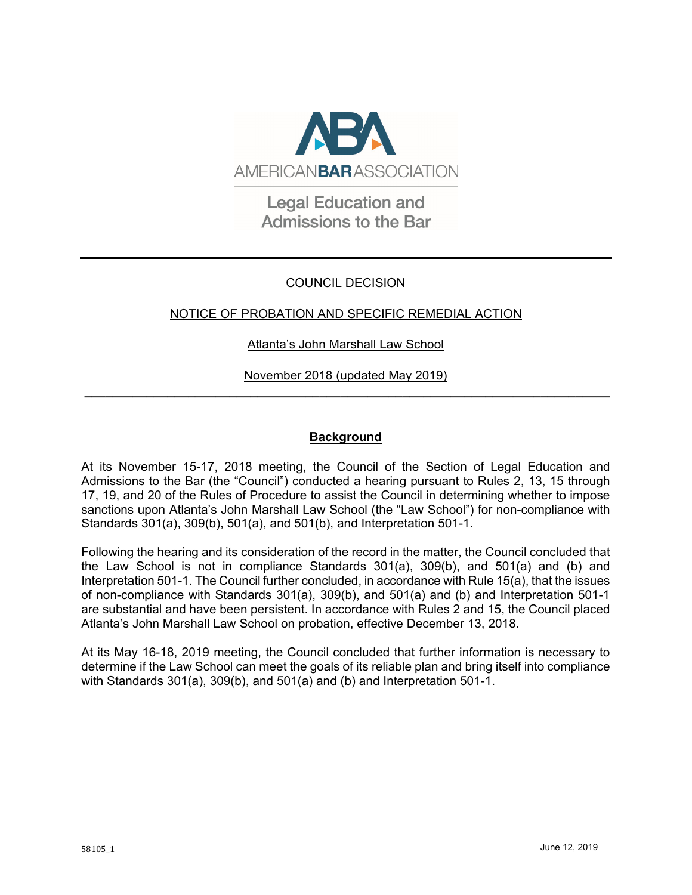AMERICAN BAR ASSOCIATION

Legal Education and Admissions to the Bar

---

COUNCIL DECISION

NOTICE OF PROBATION AND SPECIFIC REMEDIAL ACTION

Atlanta's John Marshall Law School

November 2018 (updated May 2019)

---

## Background

At its November 15-17, 2018 meeting, the Council of the Section of Legal Education and Admissions to the Bar (the "Council") conducted a hearing pursuant to Rules 2, 13, 15 through 17, 19, and 20 of the Rules of Procedure to assist the Council in determining whether to impose sanctions upon Atlanta's John Marshall Law School (the "Law School") for non-compliance with Standards 301(a), 309(b), 501(a), and 501(b), and Interpretation 501-1.

Following the hearing and its consideration of the record in the matter, the Council concluded that the Law School is not in compliance Standards 301(a), 309(b), and 501(a) and (b) and Interpretation 501-1. The Council further concluded, in accordance with Rule 15(a), that the issues of non-compliance with Standards 301(a), 309(b), and 501(a) and (b) and Interpretation 501-1 are substantial and have been persistent. In accordance with Rules 2 and 15, the Council placed Atlanta's John Marshall Law School on probation, effective December 13, 2018.

At its May 16-18, 2019 meeting, the Council concluded that further information is necessary to determine if the Law School can meet the goals of its reliable plan and bring itself into compliance with Standards 301(a), 309(b), and 501(a) and (b) and Interpretation 501-1.

58105_1

June 12, 2019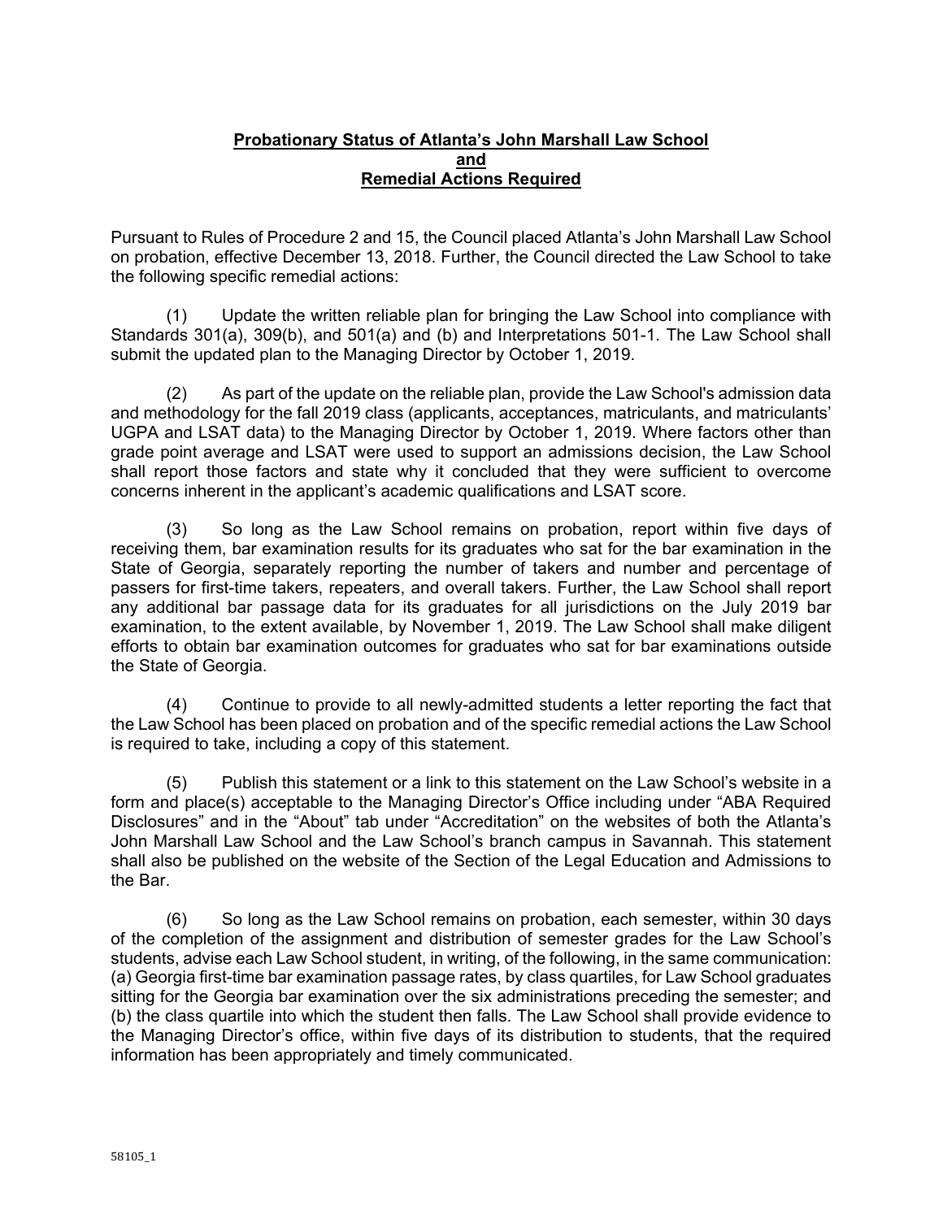**Probationary Status of Atlanta's John Marshall Law School**
**and**
**Remedial Actions Required**

Pursuant to Rules of Procedure 2 and 15, the Council placed Atlanta's John Marshall Law School on probation, effective December 13, 2018. Further, the Council directed the Law School to take the following specific remedial actions:

(1) Update the written reliable plan for bringing the Law School into compliance with Standards 301(a), 309(b), and 501(a) and (b) and Interpretations 501-1. The Law School shall submit the updated plan to the Managing Director by October 1, 2019.

(2) As part of the update on the reliable plan, provide the Law School's admission data and methodology for the fall 2019 class (applicants, acceptances, matriculants, and matriculants' UGPA and LSAT data) to the Managing Director by October 1, 2019. Where factors other than grade point average and LSAT were used to support an admissions decision, the Law School shall report those factors and state why it concluded that they were sufficient to overcome concerns inherent in the applicant's academic qualifications and LSAT score.

(3) So long as the Law School remains on probation, report within five days of receiving them, bar examination results for its graduates who sat for the bar examination in the State of Georgia, separately reporting the number of takers and number and percentage of passers for first-time takers, repeaters, and overall takers. Further, the Law School shall report any additional bar passage data for its graduates for all jurisdictions on the July 2019 bar examination, to the extent available, by November 1, 2019. The Law School shall make diligent efforts to obtain bar examination outcomes for graduates who sat for bar examinations outside the State of Georgia.

(4) Continue to provide to all newly-admitted students a letter reporting the fact that the Law School has been placed on probation and of the specific remedial actions the Law School is required to take, including a copy of this statement.

(5) Publish this statement or a link to this statement on the Law School's website in a form and place(s) acceptable to the Managing Director's Office including under "ABA Required Disclosures" and in the "About" tab under "Accreditation" on the websites of both the Atlanta's John Marshall Law School and the Law School's branch campus in Savannah. This statement shall also be published on the website of the Section of the Legal Education and Admissions to the Bar.

(6) So long as the Law School remains on probation, each semester, within 30 days of the completion of the assignment and distribution of semester grades for the Law School's students, advise each Law School student, in writing, of the following, in the same communication: (a) Georgia first-time bar examination passage rates, by class quartiles, for Law School graduates sitting for the Georgia bar examination over the six administrations preceding the semester; and (b) the class quartile into which the student then falls. The Law School shall provide evidence to the Managing Director's office, within five days of its distribution to students, that the required information has been appropriately and timely communicated.

58105_1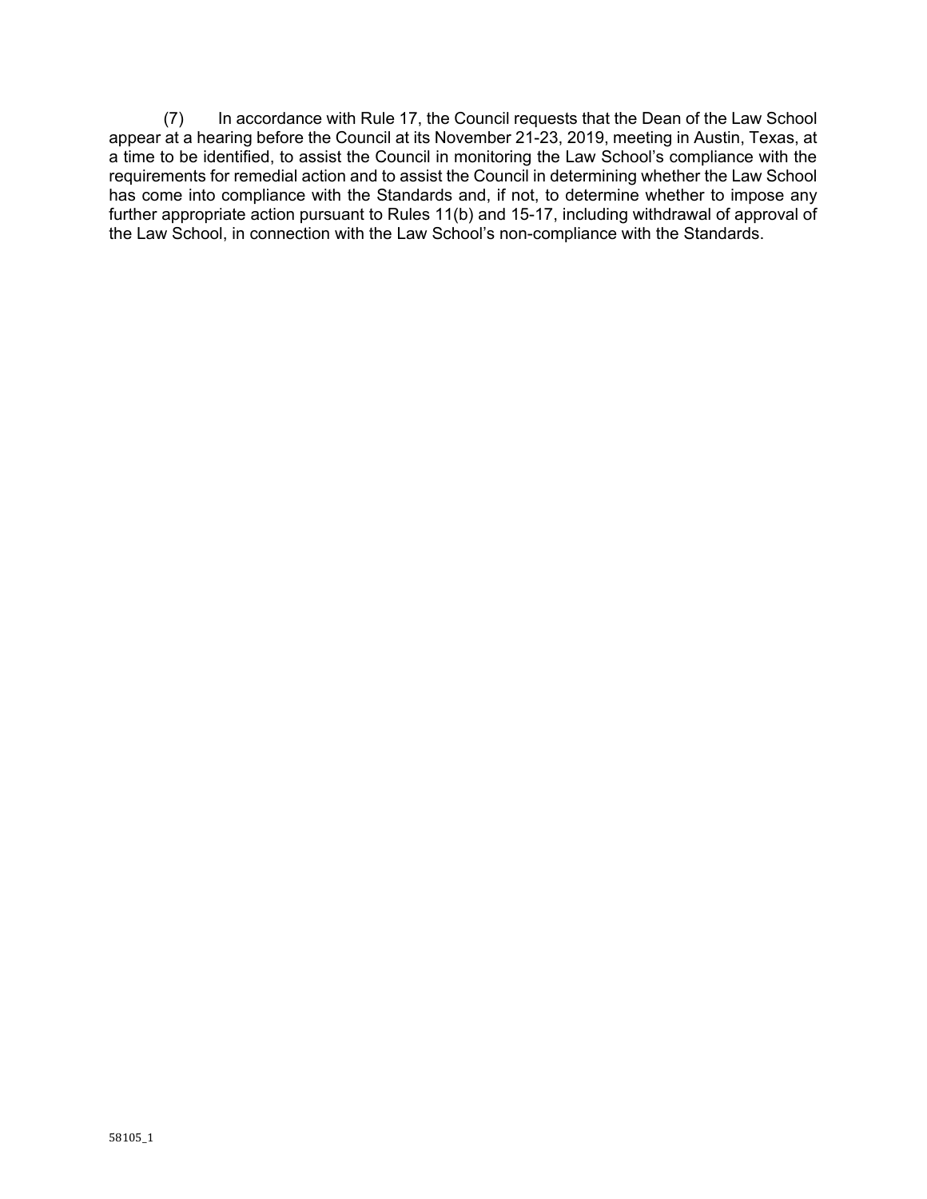(7) In accordance with Rule 17, the Council requests that the Dean of the Law School appear at a hearing before the Council at its November 21-23, 2019, meeting in Austin, Texas, at a time to be identified, to assist the Council in monitoring the Law School's compliance with the requirements for remedial action and to assist the Council in determining whether the Law School has come into compliance with the Standards and, if not, to determine whether to impose any further appropriate action pursuant to Rules 11(b) and 15-17, including withdrawal of approval of the Law School, in connection with the Law School's non-compliance with the Standards.

58105_1